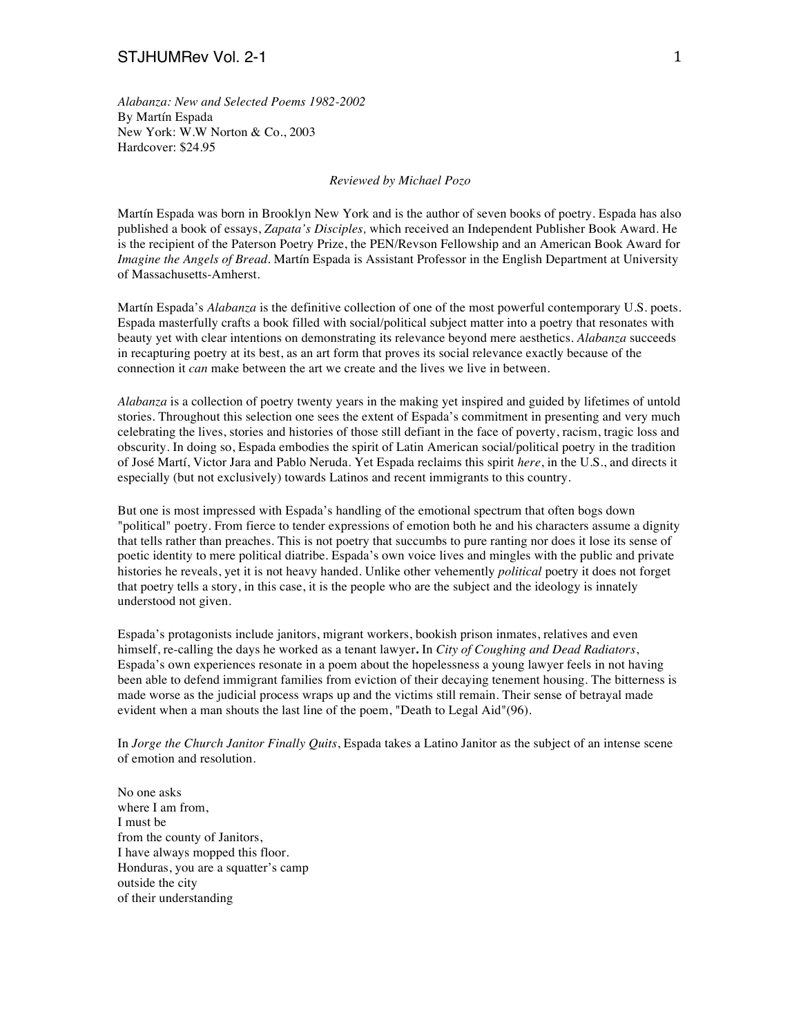*Alabanza: New and Selected Poems 1982-2002*
By Martín Espada
New York: W.W Norton & Co., 2003
Hardcover: $24.95

*Reviewed by Michael Pozo*

Martín Espada was born in Brooklyn New York and is the author of seven books of poetry. Espada has also published a book of essays, *Zapata's Disciples,* which received an Independent Publisher Book Award. He is the recipient of the Paterson Poetry Prize, the PEN/Revson Fellowship and an American Book Award for *Imagine the Angels of Bread*. Martín Espada is Assistant Professor in the English Department at University of Massachusetts-Amherst.

Martín Espada's *Alabanza* is the definitive collection of one of the most powerful contemporary U.S. poets. Espada masterfully crafts a book filled with social/political subject matter into a poetry that resonates with beauty yet with clear intentions on demonstrating its relevance beyond mere aesthetics. *Alabanza* succeeds in recapturing poetry at its best, as an art form that proves its social relevance exactly because of the connection it *can* make between the art we create and the lives we live in between.

*Alabanza* is a collection of poetry twenty years in the making yet inspired and guided by lifetimes of untold stories. Throughout this selection one sees the extent of Espada's commitment in presenting and very much celebrating the lives, stories and histories of those still defiant in the face of poverty, racism, tragic loss and obscurity. In doing so, Espada embodies the spirit of Latin American social/political poetry in the tradition of José Martí, Victor Jara and Pablo Neruda. Yet Espada reclaims this spirit *here*, in the U.S., and directs it especially (but not exclusively) towards Latinos and recent immigrants to this country.

But one is most impressed with Espada's handling of the emotional spectrum that often bogs down "political" poetry. From fierce to tender expressions of emotion both he and his characters assume a dignity that tells rather than preaches. This is not poetry that succumbs to pure ranting nor does it lose its sense of poetic identity to mere political diatribe. Espada's own voice lives and mingles with the public and private histories he reveals, yet it is not heavy handed. Unlike other vehemently *political* poetry it does not forget that poetry tells a story, in this case, it is the people who are the subject and the ideology is innately understood not given.

Espada's protagonists include janitors, migrant workers, bookish prison inmates, relatives and even himself, re-calling the days he worked as a tenant lawyer**.** In *City of Coughing and Dead Radiators*, Espada's own experiences resonate in a poem about the hopelessness a young lawyer feels in not having been able to defend immigrant families from eviction of their decaying tenement housing. The bitterness is made worse as the judicial process wraps up and the victims still remain. Their sense of betrayal made evident when a man shouts the last line of the poem, "Death to Legal Aid"(96).

In *Jorge the Church Janitor Finally Quits*, Espada takes a Latino Janitor as the subject of an intense scene of emotion and resolution.

No one asks  
where I am from,  
I must be  
from the county of Janitors,  
I have always mopped this floor.  
Honduras, you are a squatter's camp  
outside the city  
of their understanding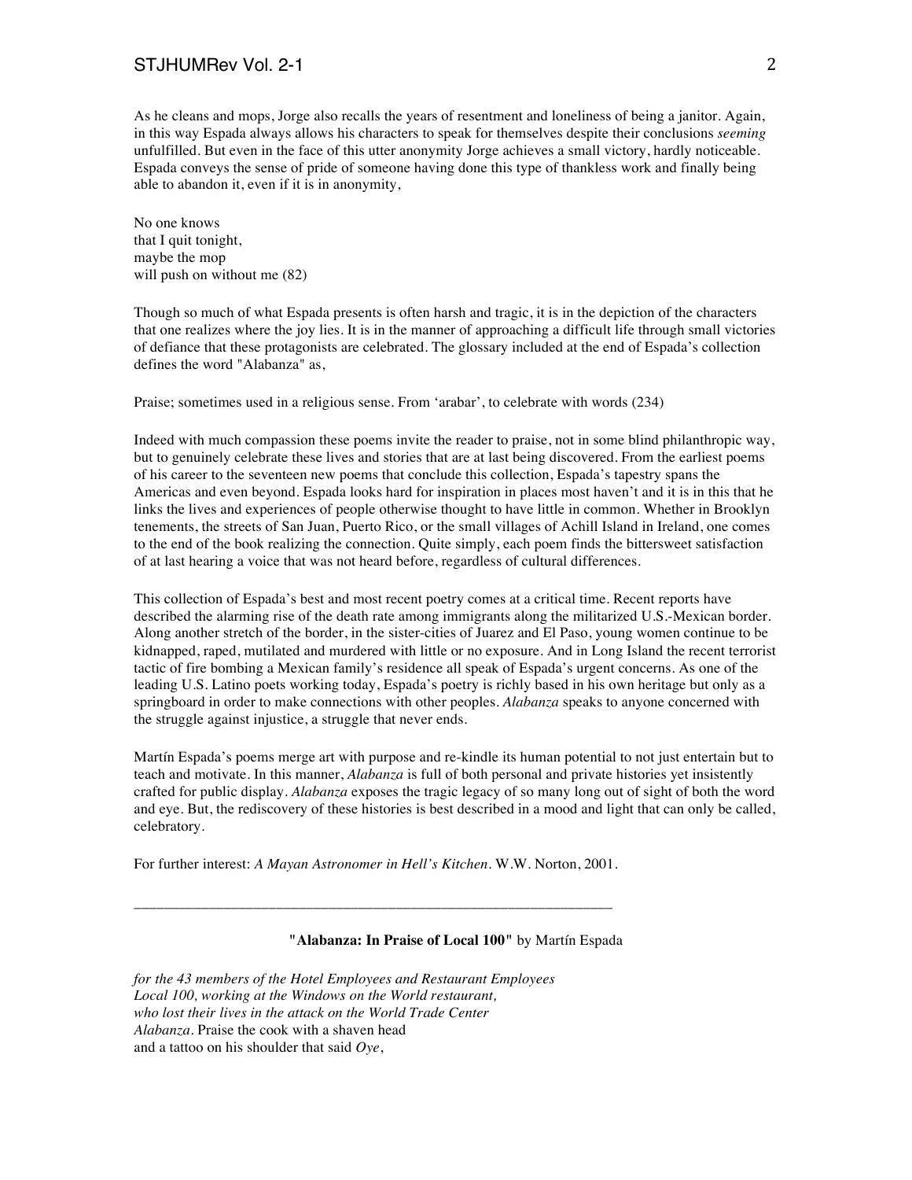As he cleans and mops, Jorge also recalls the years of resentment and loneliness of being a janitor. Again, in this way Espada always allows his characters to speak for themselves despite their conclusions *seeming* unfulfilled. But even in the face of this utter anonymity Jorge achieves a small victory, hardly noticeable. Espada conveys the sense of pride of someone having done this type of thankless work and finally being able to abandon it, even if it is in anonymity,

No one knows  
that I quit tonight,  
maybe the mop  
will push on without me (82)

Though so much of what Espada presents is often harsh and tragic, it is in the depiction of the characters that one realizes where the joy lies. It is in the manner of approaching a difficult life through small victories of defiance that these protagonists are celebrated. The glossary included at the end of Espada's collection defines the word "Alabanza" as,

Praise; sometimes used in a religious sense. From 'arabar', to celebrate with words (234)

Indeed with much compassion these poems invite the reader to praise, not in some blind philanthropic way, but to genuinely celebrate these lives and stories that are at last being discovered. From the earliest poems of his career to the seventeen new poems that conclude this collection, Espada's tapestry spans the Americas and even beyond. Espada looks hard for inspiration in places most haven't and it is in this that he links the lives and experiences of people otherwise thought to have little in common. Whether in Brooklyn tenements, the streets of San Juan, Puerto Rico, or the small villages of Achill Island in Ireland, one comes to the end of the book realizing the connection. Quite simply, each poem finds the bittersweet satisfaction of at last hearing a voice that was not heard before, regardless of cultural differences.

This collection of Espada's best and most recent poetry comes at a critical time. Recent reports have described the alarming rise of the death rate among immigrants along the militarized U.S.-Mexican border. Along another stretch of the border, in the sister-cities of Juarez and El Paso, young women continue to be kidnapped, raped, mutilated and murdered with little or no exposure. And in Long Island the recent terrorist tactic of fire bombing a Mexican family's residence all speak of Espada's urgent concerns. As one of the leading U.S. Latino poets working today, Espada's poetry is richly based in his own heritage but only as a springboard in order to make connections with other peoples. *Alabanza* speaks to anyone concerned with the struggle against injustice, a struggle that never ends.

Martín Espada's poems merge art with purpose and re-kindle its human potential to not just entertain but to teach and motivate. In this manner, *Alabanza* is full of both personal and private histories yet insistently crafted for public display. *Alabanza* exposes the tragic legacy of so many long out of sight of both the word and eye. But, the rediscovery of these histories is best described in a mood and light that can only be called, celebratory.

For further interest: *A Mayan Astronomer in Hell's Kitchen*. W.W. Norton, 2001.

---

**"Alabanza: In Praise of Local 100"** by Martín Espada

*for the 43 members of the Hotel Employees and Restaurant Employees*  
*Local 100, working at the Windows on the World restaurant,*  
*who lost their lives in the attack on the World Trade Center*  
*Alabanza*. Praise the cook with a shaven head  
and a tattoo on his shoulder that said *Oye*,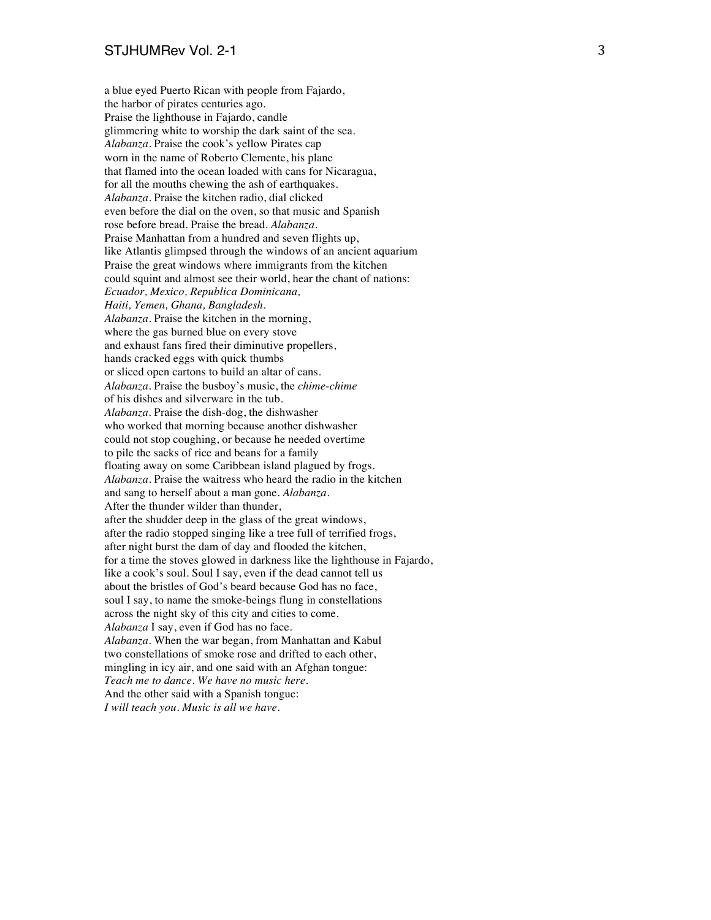a blue eyed Puerto Rican with people from Fajardo,
the harbor of pirates centuries ago.
Praise the lighthouse in Fajardo, candle
glimmering white to worship the dark saint of the sea.
*Alabanza*. Praise the cook's yellow Pirates cap
worn in the name of Roberto Clemente, his plane
that flamed into the ocean loaded with cans for Nicaragua,
for all the mouths chewing the ash of earthquakes.
*Alabanza*. Praise the kitchen radio, dial clicked
even before the dial on the oven, so that music and Spanish
rose before bread. Praise the bread. *Alabanza*.
Praise Manhattan from a hundred and seven flights up,
like Atlantis glimpsed through the windows of an ancient aquarium
Praise the great windows where immigrants from the kitchen
could squint and almost see their world, hear the chant of nations:
*Ecuador, Mexico, Republica Dominicana,*
*Haiti, Yemen, Ghana, Bangladesh.*
*Alabanza*. Praise the kitchen in the morning,
where the gas burned blue on every stove
and exhaust fans fired their diminutive propellers,
hands cracked eggs with quick thumbs
or sliced open cartons to build an altar of cans.
*Alabanza*. Praise the busboy's music, the *chime-chime*
of his dishes and silverware in the tub.
*Alabanza*. Praise the dish-dog, the dishwasher
who worked that morning because another dishwasher
could not stop coughing, or because he needed overtime
to pile the sacks of rice and beans for a family
floating away on some Caribbean island plagued by frogs.
*Alabanza*. Praise the waitress who heard the radio in the kitchen
and sang to herself about a man gone. *Alabanza*.
After the thunder wilder than thunder,
after the shudder deep in the glass of the great windows,
after the radio stopped singing like a tree full of terrified frogs,
after night burst the dam of day and flooded the kitchen,
for a time the stoves glowed in darkness like the lighthouse in Fajardo,
like a cook's soul. Soul I say, even if the dead cannot tell us
about the bristles of God's beard because God has no face,
soul I say, to name the smoke-beings flung in constellations
across the night sky of this city and cities to come.
*Alabanza* I say, even if God has no face.
*Alabanza*. When the war began, from Manhattan and Kabul
two constellations of smoke rose and drifted to each other,
mingling in icy air, and one said with an Afghan tongue:
*Teach me to dance. We have no music here.*
And the other said with a Spanish tongue:
*I will teach you. Music is all we have.*